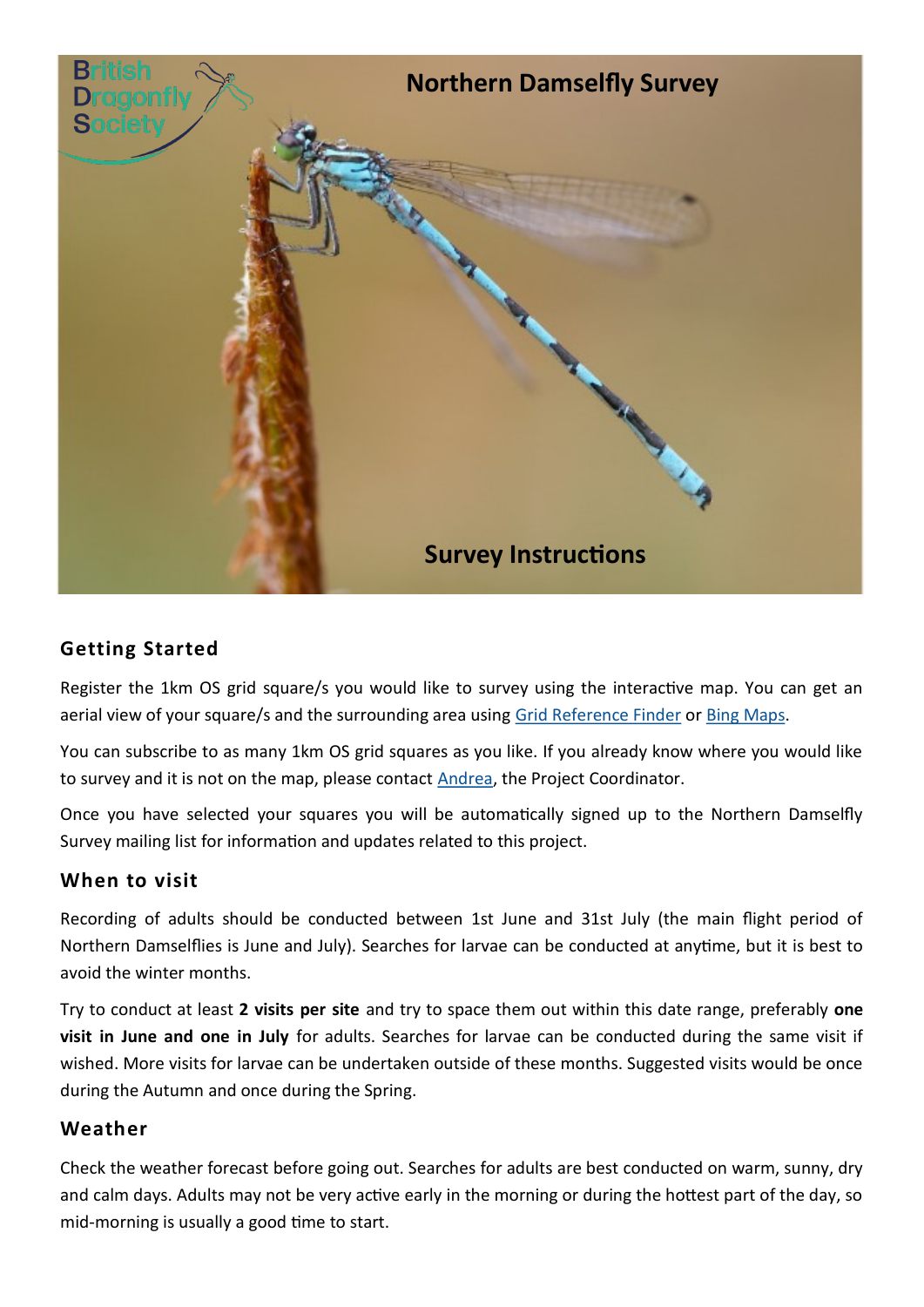British Dragonfly Society

# Northern Damselfly Survey

## Survey Instructions

### Getting Started

Register the 1km OS grid square/s you would like to survey using the interactive map. You can get an aerial view of your square/s and the surrounding area using Grid Reference Finder or Bing Maps.

You can subscribe to as many 1km OS grid squares as you like. If you already know where you would like to survey and it is not on the map, please contact Andrea, the Project Coordinator.

Once you have selected your squares you will be automatically signed up to the Northern Damselfly Survey mailing list for information and updates related to this project.

### When to visit

Recording of adults should be conducted between 1st June and 31st July (the main flight period of Northern Damselflies is June and July). Searches for larvae can be conducted at anytime, but it is best to avoid the winter months.

Try to conduct at least **2 visits per site** and try to space them out within this date range, preferably **one visit in June and one in July** for adults. Searches for larvae can be conducted during the same visit if wished. More visits for larvae can be undertaken outside of these months. Suggested visits would be once during the Autumn and once during the Spring.

### Weather

Check the weather forecast before going out. Searches for adults are best conducted on warm, sunny, dry and calm days. Adults may not be very active early in the morning or during the hottest part of the day, so mid-morning is usually a good time to start.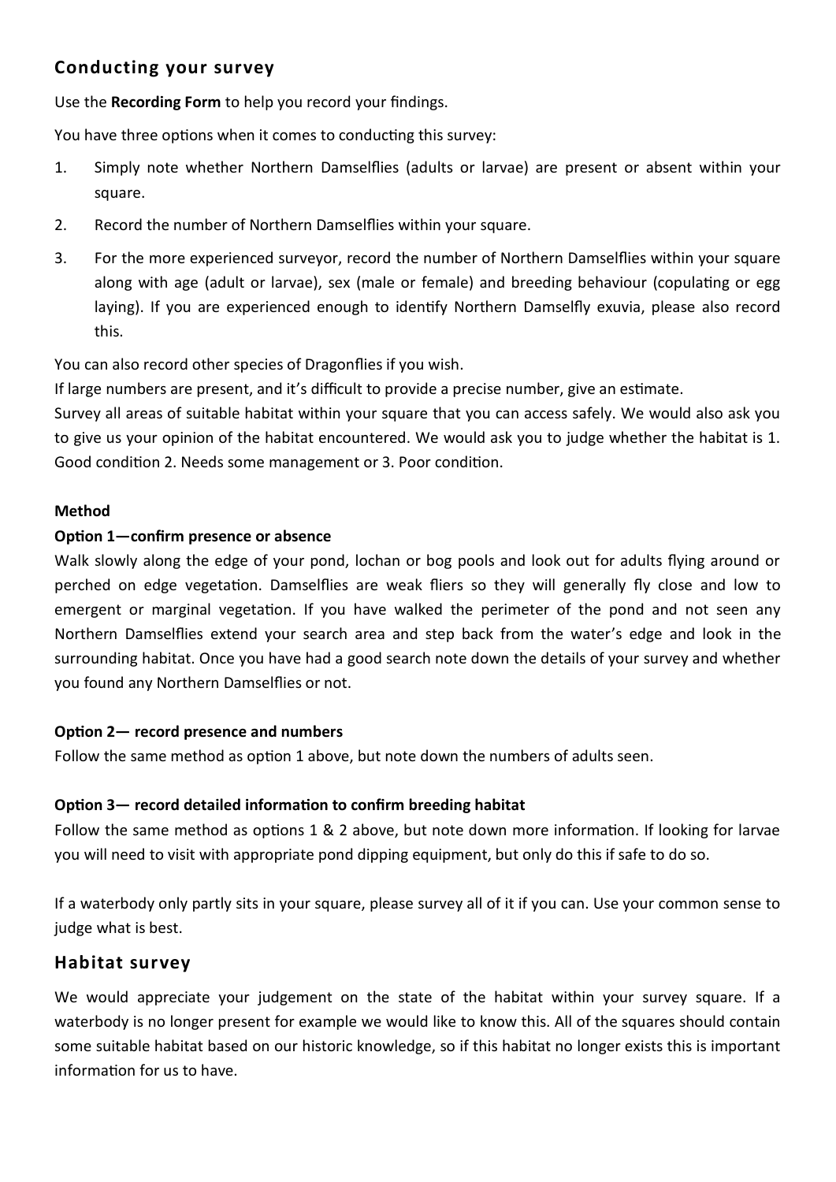## Conducting your survey

Use the **Recording Form** to help you record your findings.

You have three options when it comes to conducting this survey:

1. Simply note whether Northern Damselflies (adults or larvae) are present or absent within your square.
2. Record the number of Northern Damselflies within your square.
3. For the more experienced surveyor, record the number of Northern Damselflies within your square along with age (adult or larvae), sex (male or female) and breeding behaviour (copulating or egg laying). If you are experienced enough to identify Northern Damselfly exuvia, please also record this.

You can also record other species of Dragonflies if you wish.
If large numbers are present, and it's difficult to provide a precise number, give an estimate.
Survey all areas of suitable habitat within your square that you can access safely. We would also ask you to give us your opinion of the habitat encountered. We would ask you to judge whether the habitat is 1. Good condition 2. Needs some management or 3. Poor condition.

**Method**

**Option 1—confirm presence or absence**

Walk slowly along the edge of your pond, lochan or bog pools and look out for adults flying around or perched on edge vegetation. Damselflies are weak fliers so they will generally fly close and low to emergent or marginal vegetation. If you have walked the perimeter of the pond and not seen any Northern Damselflies extend your search area and step back from the water's edge and look in the surrounding habitat. Once you have had a good search note down the details of your survey and whether you found any Northern Damselflies or not.

**Option 2— record presence and numbers**

Follow the same method as option 1 above, but note down the numbers of adults seen.

**Option 3— record detailed information to confirm breeding habitat**

Follow the same method as options 1 & 2 above, but note down more information. If looking for larvae you will need to visit with appropriate pond dipping equipment, but only do this if safe to do so.

If a waterbody only partly sits in your square, please survey all of it if you can. Use your common sense to judge what is best.

## Habitat survey

We would appreciate your judgement on the state of the habitat within your survey square. If a waterbody is no longer present for example we would like to know this. All of the squares should contain some suitable habitat based on our historic knowledge, so if this habitat no longer exists this is important information for us to have.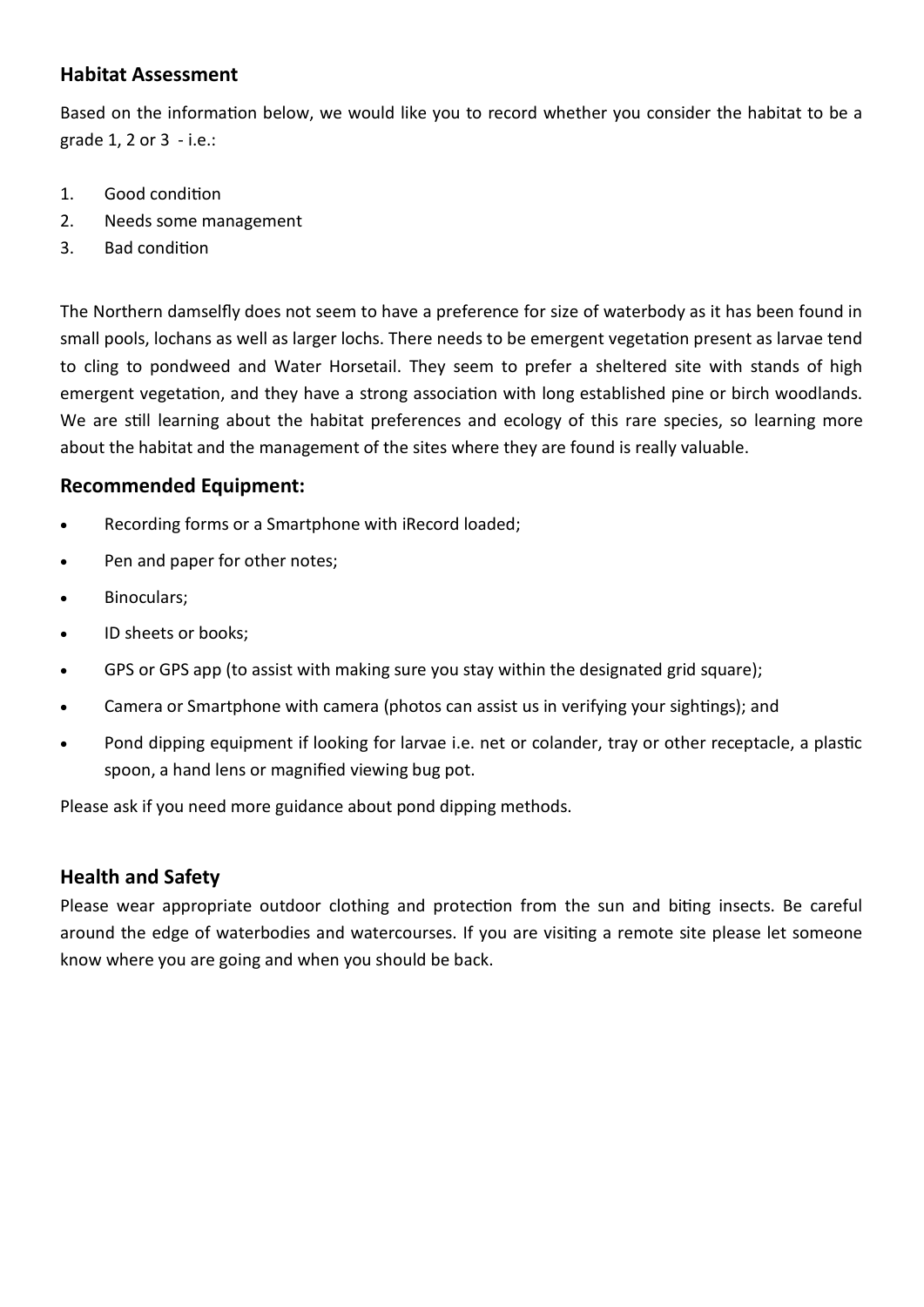## Habitat Assessment

Based on the information below, we would like you to record whether you consider the habitat to be a grade 1, 2 or 3 - i.e.:

1. Good condition
2. Needs some management
3. Bad condition

The Northern damselfly does not seem to have a preference for size of waterbody as it has been found in small pools, lochans as well as larger lochs. There needs to be emergent vegetation present as larvae tend to cling to pondweed and Water Horsetail. They seem to prefer a sheltered site with stands of high emergent vegetation, and they have a strong association with long established pine or birch woodlands. We are still learning about the habitat preferences and ecology of this rare species, so learning more about the habitat and the management of the sites where they are found is really valuable.

## Recommended Equipment:

- Recording forms or a Smartphone with iRecord loaded;
- Pen and paper for other notes;
- Binoculars;
- ID sheets or books;
- GPS or GPS app (to assist with making sure you stay within the designated grid square);
- Camera or Smartphone with camera (photos can assist us in verifying your sightings); and
- Pond dipping equipment if looking for larvae i.e. net or colander, tray or other receptacle, a plastic spoon, a hand lens or magnified viewing bug pot.

Please ask if you need more guidance about pond dipping methods.

## Health and Safety

Please wear appropriate outdoor clothing and protection from the sun and biting insects. Be careful around the edge of waterbodies and watercourses. If you are visiting a remote site please let someone know where you are going and when you should be back.